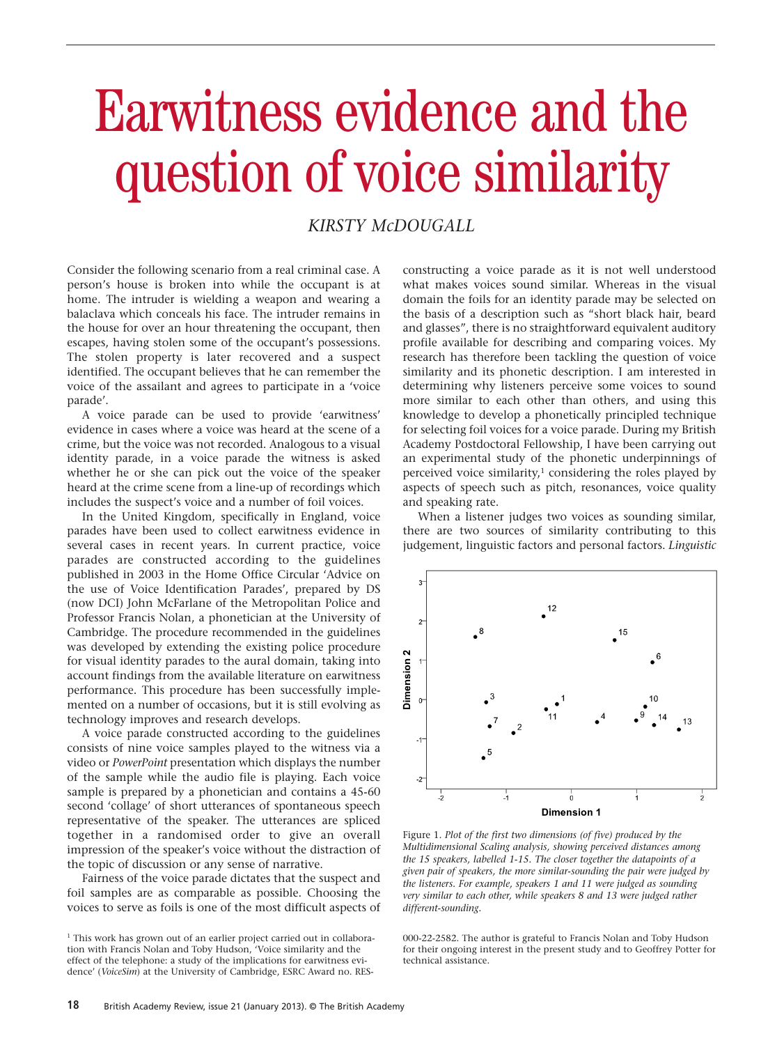# Earwitness evidence and the question of voice similarity

*KIRSTY McDOUGALL*

Consider the following scenario from a real criminal case. A person's house is broken into while the occupant is at home. The intruder is wielding a weapon and wearing a balaclava which conceals his face. The intruder remains in the house for over an hour threatening the occupant, then escapes, having stolen some of the occupant's possessions. The stolen property is later recovered and a suspect identified. The occupant believes that he can remember the voice of the assailant and agrees to participate in a 'voice parade'.

A voice parade can be used to provide 'earwitness' evidence in cases where a voice was heard at the scene of a crime, but the voice was not recorded. Analogous to a visual identity parade, in a voice parade the witness is asked whether he or she can pick out the voice of the speaker heard at the crime scene from a line-up of recordings which includes the suspect's voice and a number of foil voices.

In the United Kingdom, specifically in England, voice parades have been used to collect earwitness evidence in several cases in recent years. In current practice, voice parades are constructed according to the guidelines published in 2003 in the Home Office Circular 'Advice on the use of Voice Identification Parades', prepared by DS (now DCI) John McFarlane of the Metropolitan Police and Professor Francis Nolan, a phonetician at the University of Cambridge. The procedure recommended in the guidelines was developed by extending the existing police procedure for visual identity parades to the aural domain, taking into account findings from the available literature on earwitness performance. This procedure has been successfully implemented on a number of occasions, but it is still evolving as technology improves and research develops.

A voice parade constructed according to the guidelines consists of nine voice samples played to the witness via a video or *PowerPoint* presentation which displays the number of the sample while the audio file is playing. Each voice sample is prepared by a phonetician and contains a 45-60 second 'collage' of short utterances of spontaneous speech representative of the speaker. The utterances are spliced together in a randomised order to give an overall impression of the speaker's voice without the distraction of the topic of discussion or any sense of narrative.

Fairness of the voice parade dictates that the suspect and foil samples are as comparable as possible. Choosing the voices to serve as foils is one of the most difficult aspects of constructing a voice parade as it is not well understood what makes voices sound similar. Whereas in the visual domain the foils for an identity parade may be selected on the basis of a description such as "short black hair, beard and glasses", there is no straightforward equivalent auditory profile available for describing and comparing voices. My research has therefore been tackling the question of voice similarity and its phonetic description. I am interested in determining why listeners perceive some voices to sound more similar to each other than others, and using this knowledge to develop a phonetically principled technique for selecting foil voices for a voice parade. During my British Academy Postdoctoral Fellowship, I have been carrying out an experimental study of the phonetic underpinnings of perceived voice similarity,[1] considering the roles played by aspects of speech such as pitch, resonances, voice quality and speaking rate.

When a listener judges two voices as sounding similar, there are two sources of similarity contributing to this judgement, linguistic factors and personal factors. *Linguistic*

Figure 1. *Plot of the first two dimensions (of five) produced by the Multidimensional Scaling analysis, showing perceived distances among the 15 speakers, labelled 1-15. The closer together the datapoints of a given pair of speakers, the more similar-sounding the pair were judged by the listeners. For example, speakers 1 and 11 were judged as sounding very similar to each other, while speakers 8 and 13 were judged rather different-sounding.*

[1] This work has grown out of an earlier project carried out in collaboration with Francis Nolan and Toby Hudson, 'Voice similarity and the effect of the telephone: a study of the implications for earwitness evidence' (*VoiceSim*) at the University of Cambridge, ESRC Award no. RES-000-22-2582. The author is grateful to Francis Nolan and Toby Hudson for their ongoing interest in the present study and to Geoffrey Potter for technical assistance.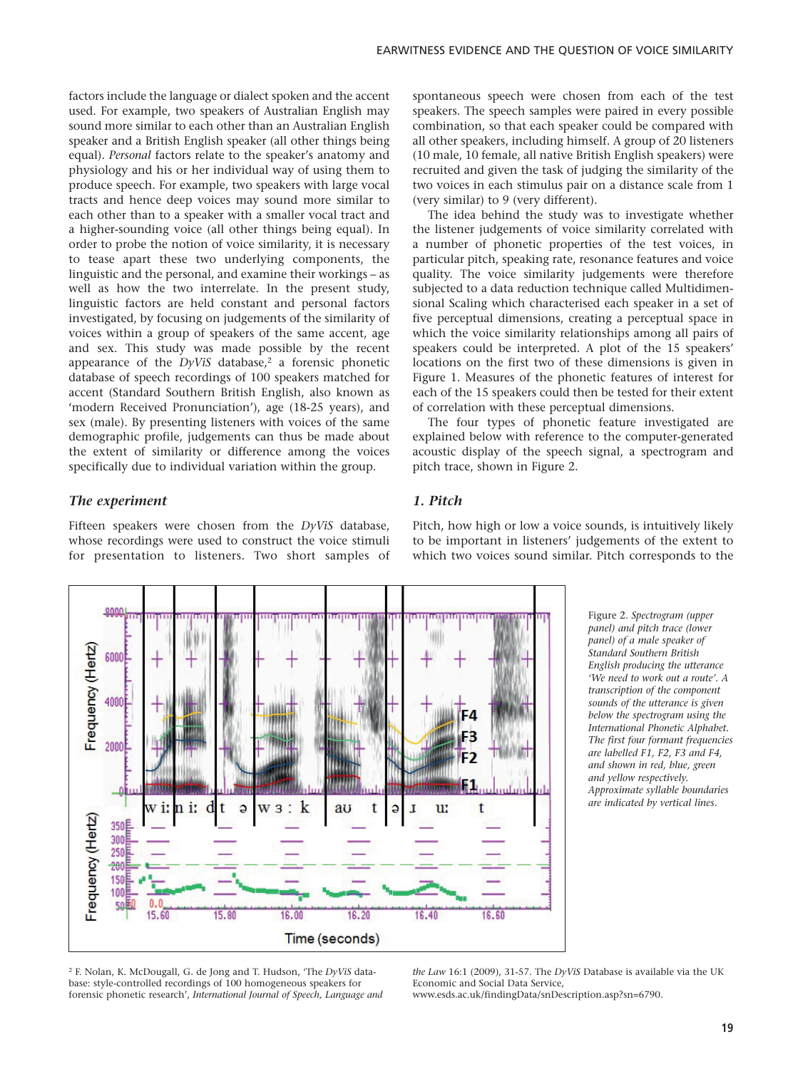factors include the language or dialect spoken and the accent used. For example, two speakers of Australian English may sound more similar to each other than an Australian English speaker and a British English speaker (all other things being equal). *Personal* factors relate to the speaker's anatomy and physiology and his or her individual way of using them to produce speech. For example, two speakers with large vocal tracts and hence deep voices may sound more similar to each other than to a speaker with a smaller vocal tract and a higher-sounding voice (all other things being equal). In order to probe the notion of voice similarity, it is necessary to tease apart these two underlying components, the linguistic and the personal, and examine their workings – as well as how the two interrelate. In the present study, linguistic factors are held constant and personal factors investigated, by focusing on judgements of the similarity of voices within a group of speakers of the same accent, age and sex. This study was made possible by the recent appearance of the *DyViS* database,[2] a forensic phonetic database of speech recordings of 100 speakers matched for accent (Standard Southern British English, also known as 'modern Received Pronunciation'), age (18-25 years), and sex (male). By presenting listeners with voices of the same demographic profile, judgements can thus be made about the extent of similarity or difference among the voices specifically due to individual variation within the group.

### *The experiment*

Fifteen speakers were chosen from the *DyViS* database, whose recordings were used to construct the voice stimuli for presentation to listeners. Two short samples of spontaneous speech were chosen from each of the test speakers. The speech samples were paired in every possible combination, so that each speaker could be compared with all other speakers, including himself. A group of 20 listeners (10 male, 10 female, all native British English speakers) were recruited and given the task of judging the similarity of the two voices in each stimulus pair on a distance scale from 1 (very similar) to 9 (very different).

The idea behind the study was to investigate whether the listener judgements of voice similarity correlated with a number of phonetic properties of the test voices, in particular pitch, speaking rate, resonance features and voice quality. The voice similarity judgements were therefore subjected to a data reduction technique called Multidimensional Scaling which characterised each speaker in a set of five perceptual dimensions, creating a perceptual space in which the voice similarity relationships among all pairs of speakers could be interpreted. A plot of the 15 speakers' locations on the first two of these dimensions is given in Figure 1. Measures of the phonetic features of interest for each of the 15 speakers could then be tested for their extent of correlation with these perceptual dimensions.

The four types of phonetic feature investigated are explained below with reference to the computer-generated acoustic display of the speech signal, a spectrogram and pitch trace, shown in Figure 2.

### *1. Pitch*

Pitch, how high or low a voice sounds, is intuitively likely to be important in listeners' judgements of the extent to which two voices sound similar. Pitch corresponds to the

Figure 2. *Spectrogram (upper panel) and pitch trace (lower panel) of a male speaker of Standard Southern British English producing the utterance 'We need to work out a route'. A transcription of the component sounds of the utterance is given below the spectrogram using the International Phonetic Alphabet. The first four formant frequencies are labelled F1, F2, F3 and F4, and shown in red, blue, green and yellow respectively. Approximate syllable boundaries are indicated by vertical lines.*

[2] F. Nolan, K. McDougall, G. de Jong and T. Hudson, 'The *DyViS* database: style-controlled recordings of 100 homogeneous speakers for forensic phonetic research', *International Journal of Speech, Language and the Law* 16:1 (2009), 31-57. The *DyViS* Database is available via the UK Economic and Social Data Service, www.esds.ac.uk/findingData/snDescription.asp?sn=6790.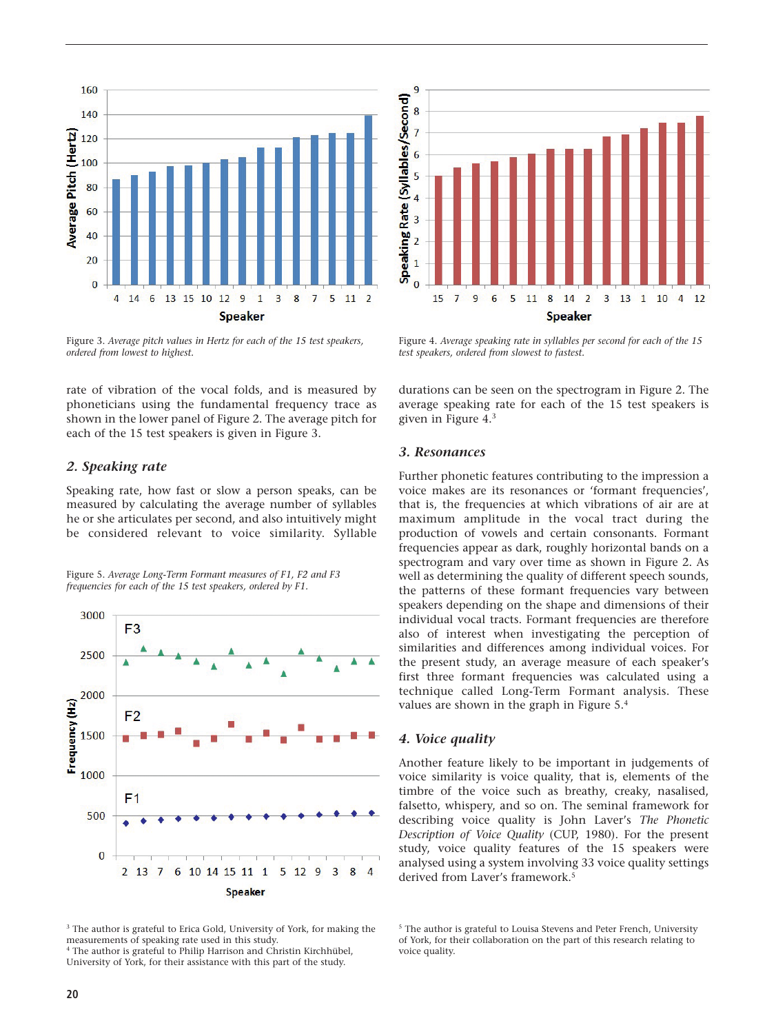Figure 3. *Average pitch values in Hertz for each of the 15 test speakers, ordered from lowest to highest.*

Figure 4. *Average speaking rate in syllables per second for each of the 15 test speakers, ordered from slowest to fastest.*

rate of vibration of the vocal folds, and is measured by phoneticians using the fundamental frequency trace as shown in the lower panel of Figure 2. The average pitch for each of the 15 test speakers is given in Figure 3.

## *2. Speaking rate*

Speaking rate, how fast or slow a person speaks, can be measured by calculating the average number of syllables he or she articulates per second, and also intuitively might be considered relevant to voice similarity. Syllable durations can be seen on the spectrogram in Figure 2. The average speaking rate for each of the 15 test speakers is given in Figure 4.[3]

Figure 5. *Average Long-Term Formant measures of F1, F2 and F3 frequencies for each of the 15 test speakers, ordered by F1.*

## *3. Resonances*

Further phonetic features contributing to the impression a voice makes are its resonances or 'formant frequencies', that is, the frequencies at which vibrations of air are at maximum amplitude in the vocal tract during the production of vowels and certain consonants. Formant frequencies appear as dark, roughly horizontal bands on a spectrogram and vary over time as shown in Figure 2. As well as determining the quality of different speech sounds, the patterns of these formant frequencies vary between speakers depending on the shape and dimensions of their individual vocal tracts. Formant frequencies are therefore also of interest when investigating the perception of similarities and differences among individual voices. For the present study, an average measure of each speaker's first three formant frequencies was calculated using a technique called Long-Term Formant analysis. These values are shown in the graph in Figure 5.[4]

## *4. Voice quality*

Another feature likely to be important in judgements of voice similarity is voice quality, that is, elements of the timbre of the voice such as breathy, creaky, nasalised, falsetto, whispery, and so on. The seminal framework for describing voice quality is John Laver's *The Phonetic Description of Voice Quality* (CUP, 1980). For the present study, voice quality features of the 15 speakers were analysed using a system involving 33 voice quality settings derived from Laver's framework.[5]

---

[3] The author is grateful to Erica Gold, University of York, for making the measurements of speaking rate used in this study.

[4] The author is grateful to Philip Harrison and Christin Kirchhübel, University of York, for their assistance with this part of the study.

[5] The author is grateful to Louisa Stevens and Peter French, University of York, for their collaboration on the part of this research relating to voice quality.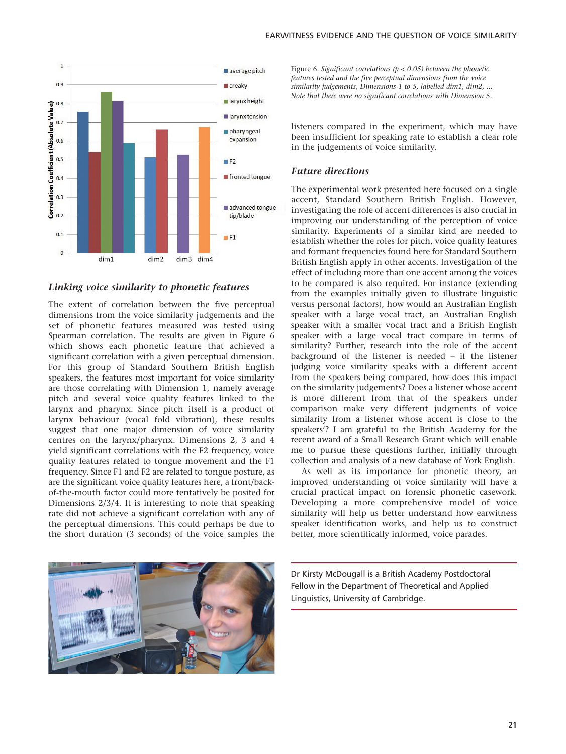Correlation Coefficient (Absolute Value)

1
0.9
0.8
0.7
0.6
0.5
0.4
0.3
0.2
0.1
0

dim1
dim2
dim3
dim4

average pitch
creaky
larynx height
larynx tension
pharyngeal expansion
F2
fronted tongue
advanced tongue tip/blade
F1

Figure 6. *Significant correlations ($p < 0.05$) between the phonetic features tested and the five perceptual dimensions from the voice similarity judgements, Dimensions 1 to 5, labelled dim1, dim2, ... Note that there were no significant correlations with Dimension 5.*

## *Linking voice similarity to phonetic features*

The extent of correlation between the five perceptual dimensions from the voice similarity judgements and the set of phonetic features measured was tested using Spearman correlation. The results are given in Figure 6 which shows each phonetic feature that achieved a significant correlation with a given perceptual dimension. For this group of Standard Southern British English speakers, the features most important for voice similarity are those correlating with Dimension 1, namely average pitch and several voice quality features linked to the larynx and pharynx. Since pitch itself is a product of larynx behaviour (vocal fold vibration), these results suggest that one major dimension of voice similarity centres on the larynx/pharynx. Dimensions 2, 3 and 4 yield significant correlations with the F2 frequency, voice quality features related to tongue movement and the F1 frequency. Since F1 and F2 are related to tongue posture, as are the significant voice quality features here, a front/back-of-the-mouth factor could more tentatively be posited for Dimensions 2/3/4. It is interesting to note that speaking rate did not achieve a significant correlation with any of the perceptual dimensions. This could perhaps be due to the short duration (3 seconds) of the voice samples the listeners compared in the experiment, which may have been insufficient for speaking rate to establish a clear role in the judgements of voice similarity.

## *Future directions*

The experimental work presented here focused on a single accent, Standard Southern British English. However, investigating the role of accent differences is also crucial in improving our understanding of the perception of voice similarity. Experiments of a similar kind are needed to establish whether the roles for pitch, voice quality features and formant frequencies found here for Standard Southern British English apply in other accents. Investigation of the effect of including more than one accent among the voices to be compared is also required. For instance (extending from the examples initially given to illustrate linguistic versus personal factors), how would an Australian English speaker with a large vocal tract, an Australian English speaker with a smaller vocal tract and a British English speaker with a large vocal tract compare in terms of similarity? Further, research into the role of the accent background of the listener is needed – if the listener judging voice similarity speaks with a different accent from the speakers being compared, how does this impact on the similarity judgements? Does a listener whose accent is more different from that of the speakers under comparison make very different judgments of voice similarity from a listener whose accent is close to the speakers'? I am grateful to the British Academy for the recent award of a Small Research Grant which will enable me to pursue these questions further, initially through collection and analysis of a new database of York English.

As well as its importance for phonetic theory, an improved understanding of voice similarity will have a crucial practical impact on forensic phonetic casework. Developing a more comprehensive model of voice similarity will help us better understand how earwitness speaker identification works, and help us to construct better, more scientifically informed, voice parades.

Dr Kirsty McDougall is a British Academy Postdoctoral Fellow in the Department of Theoretical and Applied Linguistics, University of Cambridge.